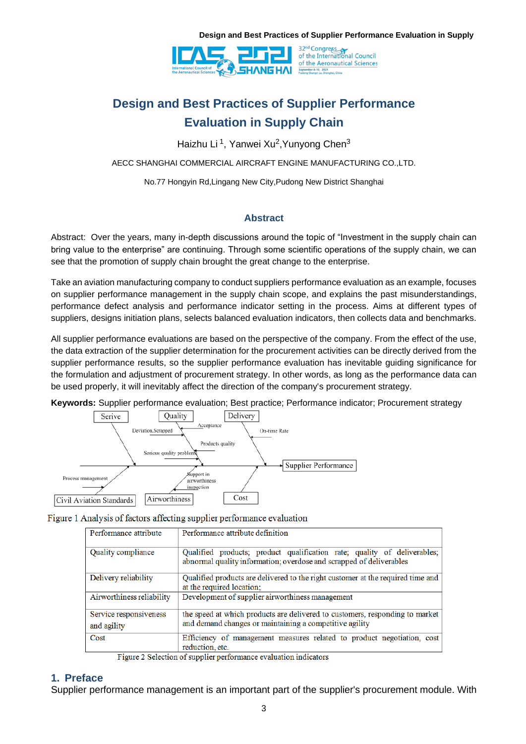# Design and Best Practices of Supplier Performance Evaluation in Supply Chain

Haizhu Li[1], Yanwei Xu[2],Yunyong Chen[3]

AECC SHANGHAI COMMERCIAL AIRCRAFT ENGINE MANUFACTURING CO.,LTD.

No.77 Hongyin Rd,Lingang New City,Pudong New District Shanghai

## Abstract

Abstract: Over the years, many in-depth discussions around the topic of "Investment in the supply chain can bring value to the enterprise" are continuing. Through some scientific operations of the supply chain, we can see that the promotion of supply chain brought the great change to the enterprise.

Take an aviation manufacturing company to conduct suppliers performance evaluation as an example, focuses on supplier performance management in the supply chain scope, and explains the past misunderstandings, performance defect analysis and performance indicator setting in the process. Aims at different types of suppliers, designs initiation plans, selects balanced evaluation indicators, then collects data and benchmarks.

All supplier performance evaluations are based on the perspective of the company. From the effect of the use, the data extraction of the supplier determination for the procurement activities can be directly derived from the supplier performance results, so the supplier performance evaluation has inevitable guiding significance for the formulation and adjustment of procurement strategy. In other words, as long as the performance data can be used properly, it will inevitably affect the direction of the company's procurement strategy.

**Keywords:** Supplier performance evaluation; Best practice; Performance indicator; Procurement strategy

Serive | Quality | Delivery | Deviation,Scrapped | Acceptance | On-time Rate | Products quality | Serious quality problem | Supplier Performance | Process management | Support in airworthiness inspection | Civil Aviation Standards | Airworthiness | Cost

Figure 1 Analysis of factors affecting supplier performance evaluation

| Performance attribute | Performance attribute definition |
|---|---|
| Quality compliance | Qualified products; product qualification rate; quality of deliverables; abnormal quality information; overdose and scrapped of deliverables |
| Delivery reliability | Qualified products are delivered to the right customer at the required time and at the required location; |
| Airworthiness reliability | Development of supplier airworthiness management |
| Service responsiveness and agility | the speed at which products are delivered to customers, responding to market and demand changes or maintaining a competitive agility |
| Cost | Efficiency of management measures related to product negotiation, cost reduction, etc. |

Figure 2 Selection of supplier performance evaluation indicators

## 1. Preface

Supplier performance management is an important part of the supplier's procurement module. With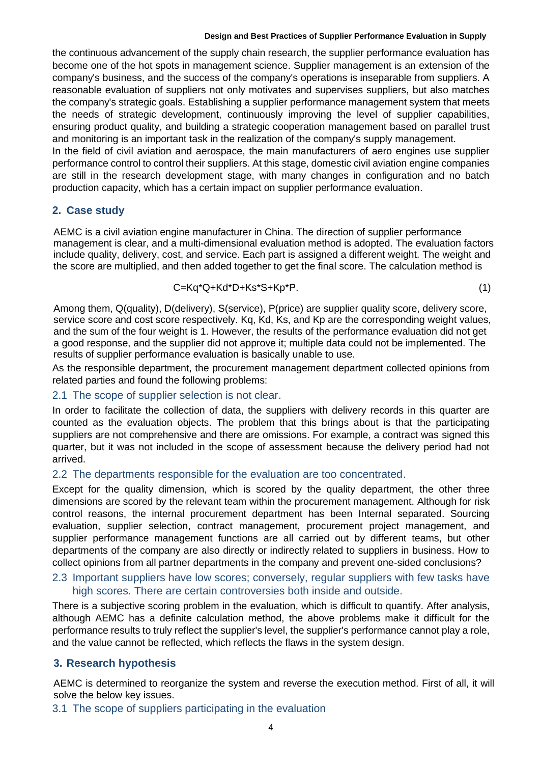the continuous advancement of the supply chain research, the supplier performance evaluation has become one of the hot spots in management science. Supplier management is an extension of the company's business, and the success of the company's operations is inseparable from suppliers. A reasonable evaluation of suppliers not only motivates and supervises suppliers, but also matches the company's strategic goals. Establishing a supplier performance management system that meets the needs of strategic development, continuously improving the level of supplier capabilities, ensuring product quality, and building a strategic cooperation management based on parallel trust and monitoring is an important task in the realization of the company's supply management.

In the field of civil aviation and aerospace, the main manufacturers of aero engines use supplier performance control to control their suppliers. At this stage, domestic civil aviation engine companies are still in the research development stage, with many changes in configuration and no batch production capacity, which has a certain impact on supplier performance evaluation.

## 2. Case study

AEMC is a civil aviation engine manufacturer in China. The direction of supplier performance management is clear, and a multi-dimensional evaluation method is adopted. The evaluation factors include quality, delivery, cost, and service. Each part is assigned a different weight. The weight and the score are multiplied, and then added together to get the final score. The calculation method is

$$C=Kq*Q+Kd*D+Ks*S+Kp*P. \tag{1}$$

Among them, Q(quality), D(delivery), S(service), P(price) are supplier quality score, delivery score, service score and cost score respectively. Kq, Kd, Ks, and Kp are the corresponding weight values, and the sum of the four weight is 1. However, the results of the performance evaluation did not get a good response, and the supplier did not approve it; multiple data could not be implemented. The results of supplier performance evaluation is basically unable to use.

As the responsible department, the procurement management department collected opinions from related parties and found the following problems:

### 2.1 The scope of supplier selection is not clear.

In order to facilitate the collection of data, the suppliers with delivery records in this quarter are counted as the evaluation objects. The problem that this brings about is that the participating suppliers are not comprehensive and there are omissions. For example, a contract was signed this quarter, but it was not included in the scope of assessment because the delivery period had not arrived.

### 2.2 The departments responsible for the evaluation are too concentrated.

Except for the quality dimension, which is scored by the quality department, the other three dimensions are scored by the relevant team within the procurement management. Although for risk control reasons, the internal procurement department has been Internal separated. Sourcing evaluation, supplier selection, contract management, procurement project management, and supplier performance management functions are all carried out by different teams, but other departments of the company are also directly or indirectly related to suppliers in business. How to collect opinions from all partner departments in the company and prevent one-sided conclusions?

### 2.3 Important suppliers have low scores; conversely, regular suppliers with few tasks have high scores. There are certain controversies both inside and outside.

There is a subjective scoring problem in the evaluation, which is difficult to quantify. After analysis, although AEMC has a definite calculation method, the above problems make it difficult for the performance results to truly reflect the supplier's level, the supplier's performance cannot play a role, and the value cannot be reflected, which reflects the flaws in the system design.

## 3. Research hypothesis

AEMC is determined to reorganize the system and reverse the execution method. First of all, it will solve the below key issues.

### 3.1 The scope of suppliers participating in the evaluation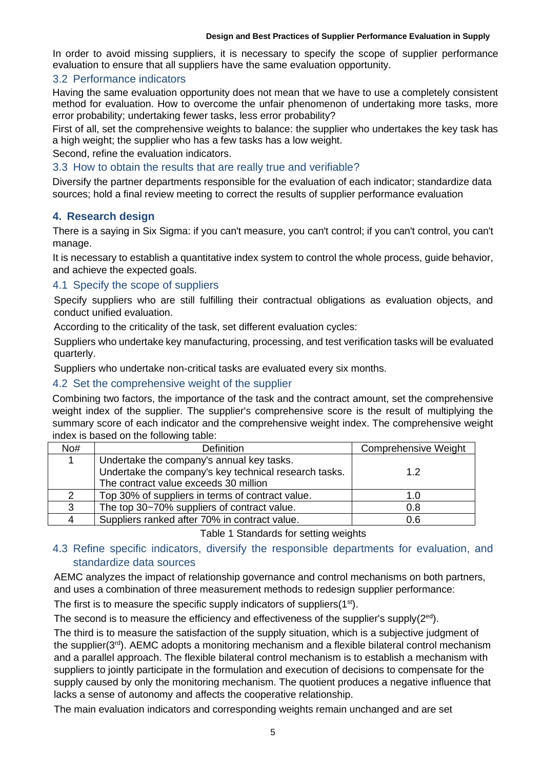In order to avoid missing suppliers, it is necessary to specify the scope of supplier performance evaluation to ensure that all suppliers have the same evaluation opportunity.

### 3.2 Performance indicators

Having the same evaluation opportunity does not mean that we have to use a completely consistent method for evaluation. How to overcome the unfair phenomenon of undertaking more tasks, more error probability; undertaking fewer tasks, less error probability?

First of all, set the comprehensive weights to balance: the supplier who undertakes the key task has a high weight; the supplier who has a few tasks has a low weight.

Second, refine the evaluation indicators.

### 3.3 How to obtain the results that are really true and verifiable?

Diversify the partner departments responsible for the evaluation of each indicator; standardize data sources; hold a final review meeting to correct the results of supplier performance evaluation

## 4. Research design

There is a saying in Six Sigma: if you can't measure, you can't control; if you can't control, you can't manage.

It is necessary to establish a quantitative index system to control the whole process, guide behavior, and achieve the expected goals.

### 4.1 Specify the scope of suppliers

Specify suppliers who are still fulfilling their contractual obligations as evaluation objects, and conduct unified evaluation.

According to the criticality of the task, set different evaluation cycles:

Suppliers who undertake key manufacturing, processing, and test verification tasks will be evaluated quarterly.

Suppliers who undertake non-critical tasks are evaluated every six months.

### 4.2 Set the comprehensive weight of the supplier

Combining two factors, the importance of the task and the contract amount, set the comprehensive weight index of the supplier. The supplier's comprehensive score is the result of multiplying the summary score of each indicator and the comprehensive weight index. The comprehensive weight index is based on the following table:

| No# | Definition | Comprehensive Weight |
|---|---|---|
| 1 | Undertake the company's annual key tasks.<br>Undertake the company's key technical research tasks.<br>The contract value exceeds 30 million | 1.2 |
| 2 | Top 30% of suppliers in terms of contract value. | 1.0 |
| 3 | The top 30~70% suppliers of contract value. | 0.8 |
| 4 | Suppliers ranked after 70% in contract value. | 0.6 |

Table 1 Standards for setting weights

### 4.3 Refine specific indicators, diversify the responsible departments for evaluation, and standardize data sources

AEMC analyzes the impact of relationship governance and control mechanisms on both partners, and uses a combination of three measurement methods to redesign supplier performance:

The first is to measure the specific supply indicators of suppliers(1st).

The second is to measure the efficiency and effectiveness of the supplier's supply(2ed).

The third is to measure the satisfaction of the supply situation, which is a subjective judgment of the supplier(3rd). AEMC adopts a monitoring mechanism and a flexible bilateral control mechanism and a parallel approach. The flexible bilateral control mechanism is to establish a mechanism with suppliers to jointly participate in the formulation and execution of decisions to compensate for the supply caused by only the monitoring mechanism. The quotient produces a negative influence that lacks a sense of autonomy and affects the cooperative relationship.

The main evaluation indicators and corresponding weights remain unchanged and are set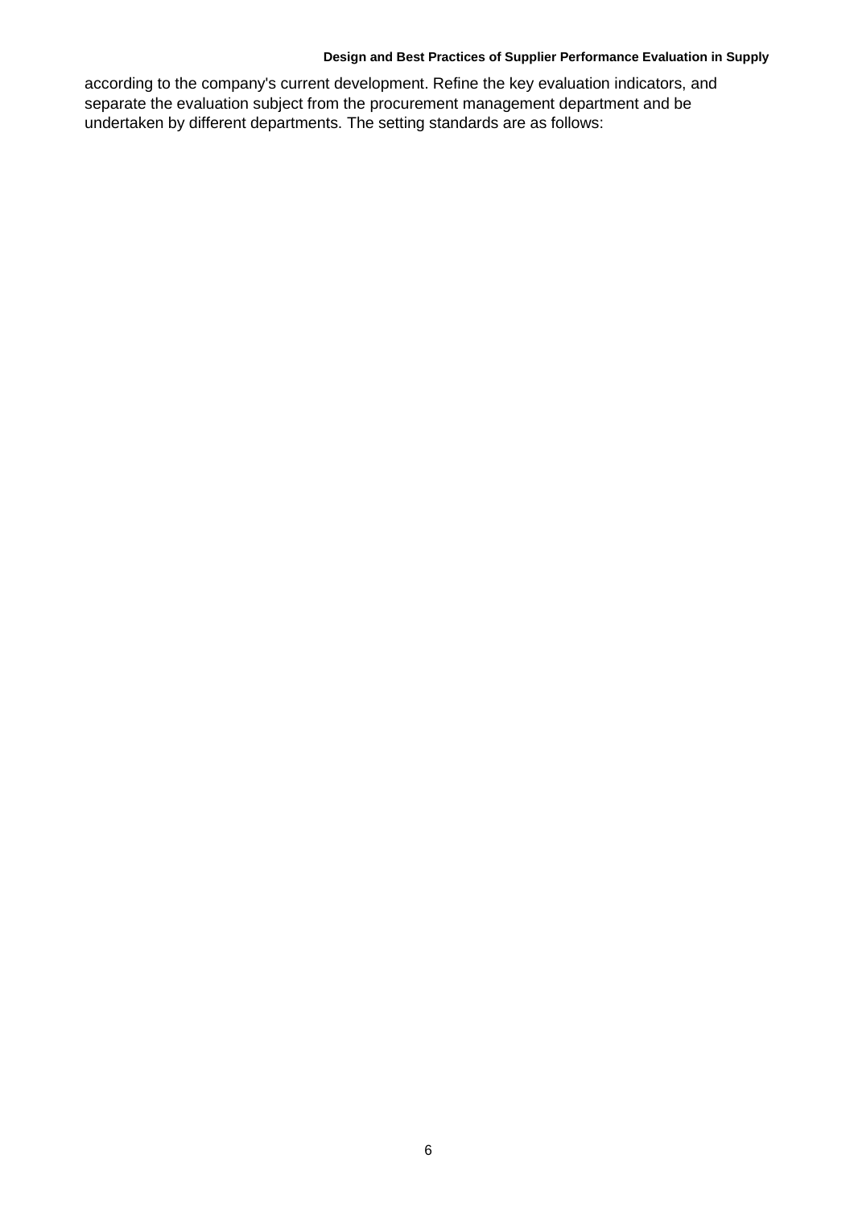according to the company's current development. Refine the key evaluation indicators, and separate the evaluation subject from the procurement management department and be undertaken by different departments. The setting standards are as follows: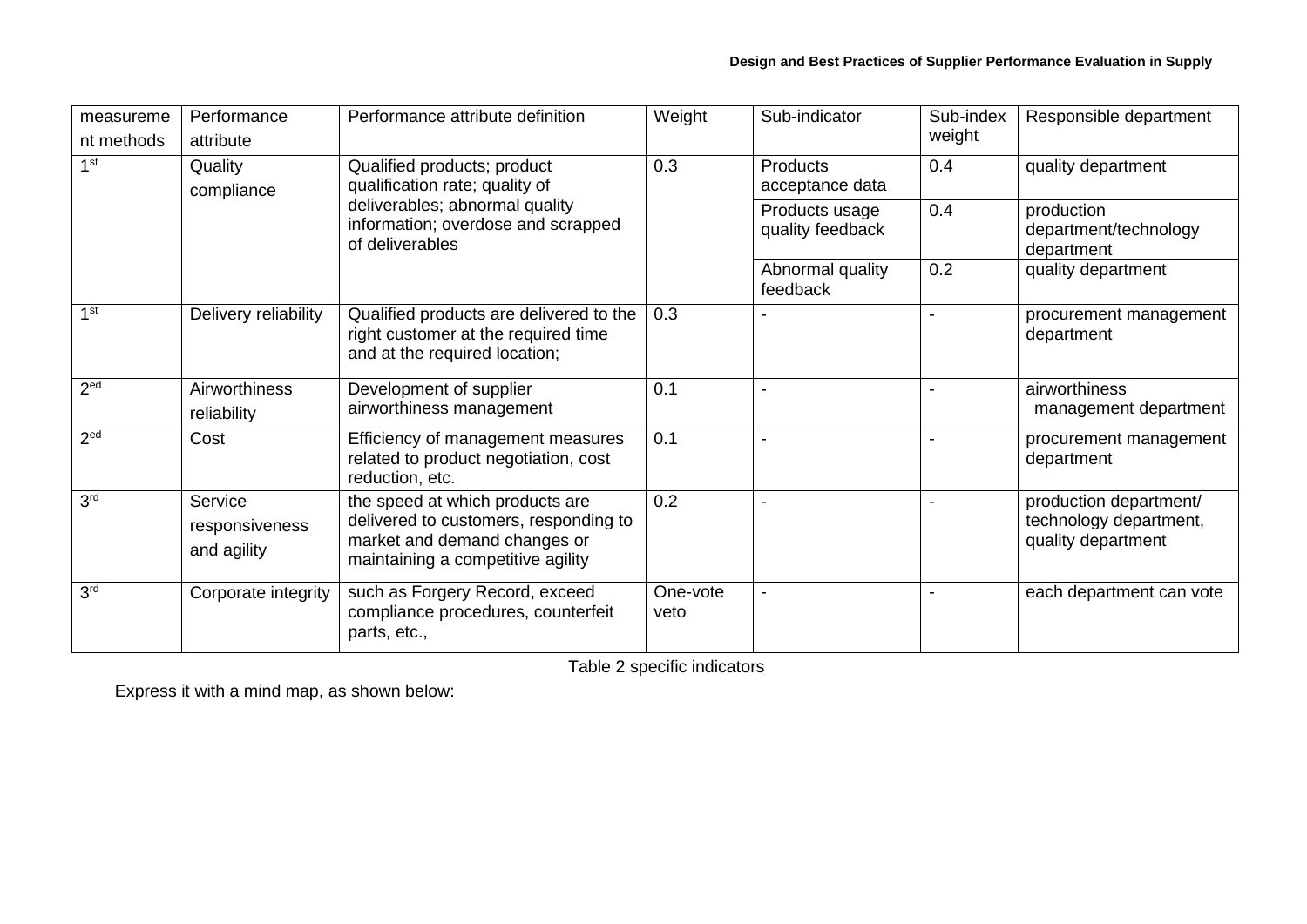| measurement methods | Performance attribute | Performance attribute definition | Weight | Sub-indicator | Sub-index weight | Responsible department |
|---|---|---|---|---|---|---|
| 1st | Quality compliance | Qualified products; product qualification rate; quality of deliverables; abnormal quality information; overdose and scrapped of deliverables | 0.3 | Products acceptance data | 0.4 | quality department |
| | | | | Products usage quality feedback | 0.4 | production department/technology department |
| | | | | Abnormal quality feedback | 0.2 | quality department |
| 1st | Delivery reliability | Qualified products are delivered to the right customer at the required time and at the required location; | 0.3 | - | - | procurement management department |
| 2ed | Airworthiness reliability | Development of supplier airworthiness management | 0.1 | - | - | airworthiness management department |
| 2ed | Cost | Efficiency of management measures related to product negotiation, cost reduction, etc. | 0.1 | - | - | procurement management department |
| 3rd | Service responsiveness and agility | the speed at which products are delivered to customers, responding to market and demand changes or maintaining a competitive agility | 0.2 | - | - | production department/ technology department, quality department |
| 3rd | Corporate integrity | such as Forgery Record, exceed compliance procedures, counterfeit parts, etc., | One-vote veto | - | - | each department can vote |

Table 2 specific indicators

Express it with a mind map, as shown below: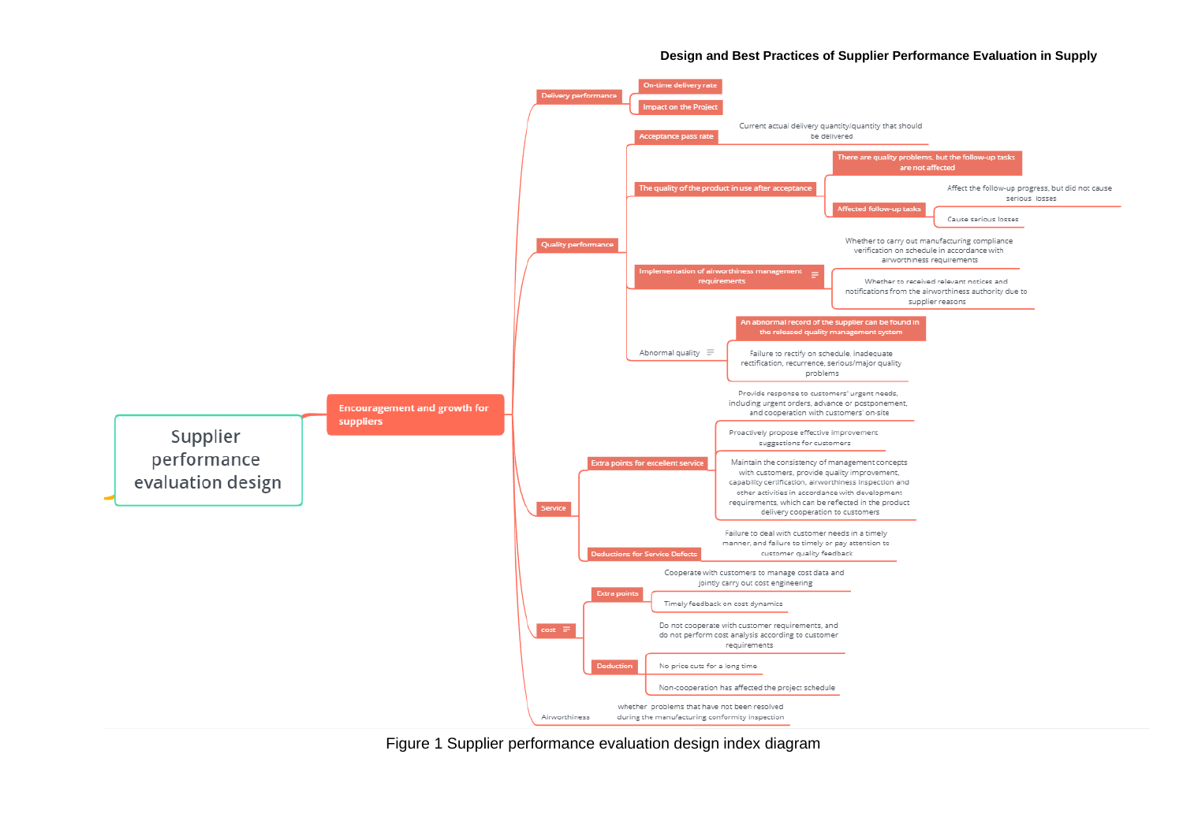**Design and Best Practices of Supplier Performance Evaluation in Supply**

- Supplier performance evaluation design
  - Encouragement and growth for suppliers
    - Delivery performance
      - On-time delivery rate
      - Impact on the Project
    - Quality performance
      - Acceptance pass rate
        - Current actual delivery quantity/quantity that should be delivered
      - The quality of the product in use after acceptance
        - There are quality problems, but the follow-up tasks are not affected
        - Affected follow-up tasks
          - Affect the follow-up progress, but did not cause serious losses
          - Cause serious losses
      - Implementation of airworthiness management requirements
        - Whether to carry out manufacturing compliance verification on schedule in accordance with airworthiness requirements
        - Whether to received relevant notices and notifications from the airworthiness authority due to supplier reasons
      - Abnormal quality
        - An abnormal record of the supplier can be found in the released quality management system
        - Failure to rectify on schedule, inadequate rectification, recurrence, serious/major quality problems
    - Service
      - Extra points for excellent service
        - Provide response to customers' urgent needs, including urgent orders, advance or postponement, and cooperation with customers' on-site
        - Proactively propose effective improvement suggestions for customers
        - Maintain the consistency of management concepts with customers, provide quality improvement, capability certification, airworthiness inspection and other activities in accordance with development requirements, which can be reflected in the product delivery cooperation to customers
      - Deductions for Service Defects
        - Failure to deal with customer needs in a timely manner, and failure to timely or pay attention to customer quality feedback
    - cost
      - Extra points
        - Cooperate with customers to manage cost data and jointly carry out cost engineering
        - Timely feedback on cost dynamics
      - Deduction
        - Do not cooperate with customer requirements, and do not perform cost analysis according to customer requirements
        - No price cuts for a long time
        - Non-cooperation has affected the project schedule
    - Airworthiness
      - whether problems that have not been resolved during the manufacturing conformity inspection

Figure 1 Supplier performance evaluation design index diagram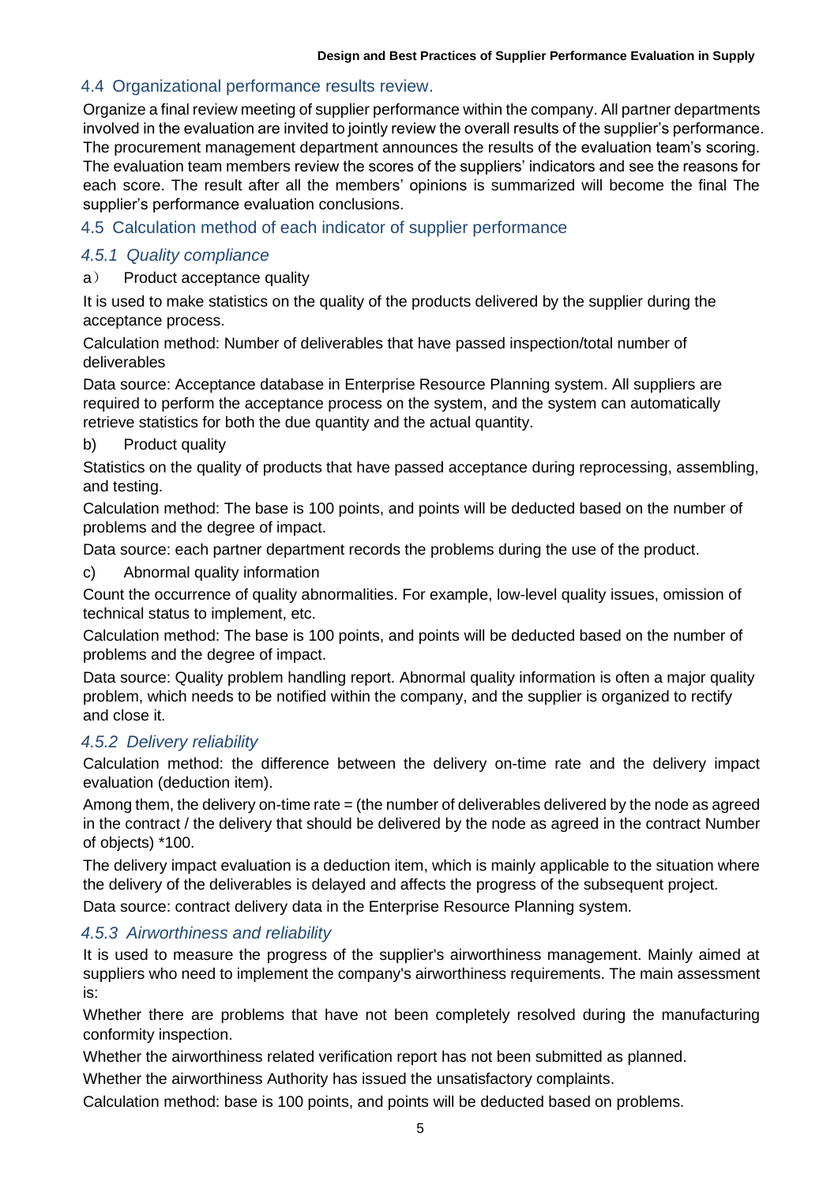## 4.4 Organizational performance results review.

Organize a final review meeting of supplier performance within the company. All partner departments involved in the evaluation are invited to jointly review the overall results of the supplier's performance. The procurement management department announces the results of the evaluation team's scoring. The evaluation team members review the scores of the suppliers' indicators and see the reasons for each score. The result after all the members' opinions is summarized will become the final The supplier's performance evaluation conclusions.

## 4.5 Calculation method of each indicator of supplier performance

### *4.5.1 Quality compliance*

a） Product acceptance quality

It is used to make statistics on the quality of the products delivered by the supplier during the acceptance process.

Calculation method: Number of deliverables that have passed inspection/total number of deliverables

Data source: Acceptance database in Enterprise Resource Planning system. All suppliers are required to perform the acceptance process on the system, and the system can automatically retrieve statistics for both the due quantity and the actual quantity.

b) Product quality

Statistics on the quality of products that have passed acceptance during reprocessing, assembling, and testing.

Calculation method: The base is 100 points, and points will be deducted based on the number of problems and the degree of impact.

Data source: each partner department records the problems during the use of the product.

c) Abnormal quality information

Count the occurrence of quality abnormalities. For example, low-level quality issues, omission of technical status to implement, etc.

Calculation method: The base is 100 points, and points will be deducted based on the number of problems and the degree of impact.

Data source: Quality problem handling report. Abnormal quality information is often a major quality problem, which needs to be notified within the company, and the supplier is organized to rectify and close it.

### *4.5.2 Delivery reliability*

Calculation method: the difference between the delivery on-time rate and the delivery impact evaluation (deduction item).

Among them, the delivery on-time rate = (the number of deliverables delivered by the node as agreed in the contract / the delivery that should be delivered by the node as agreed in the contract Number of objects) *100.

The delivery impact evaluation is a deduction item, which is mainly applicable to the situation where the delivery of the deliverables is delayed and affects the progress of the subsequent project.

Data source: contract delivery data in the Enterprise Resource Planning system.

### *4.5.3 Airworthiness and reliability*

It is used to measure the progress of the supplier's airworthiness management. Mainly aimed at suppliers who need to implement the company's airworthiness requirements. The main assessment is:

Whether there are problems that have not been completely resolved during the manufacturing conformity inspection.

Whether the airworthiness related verification report has not been submitted as planned.

Whether the airworthiness Authority has issued the unsatisfactory complaints.

Calculation method: base is 100 points, and points will be deducted based on problems.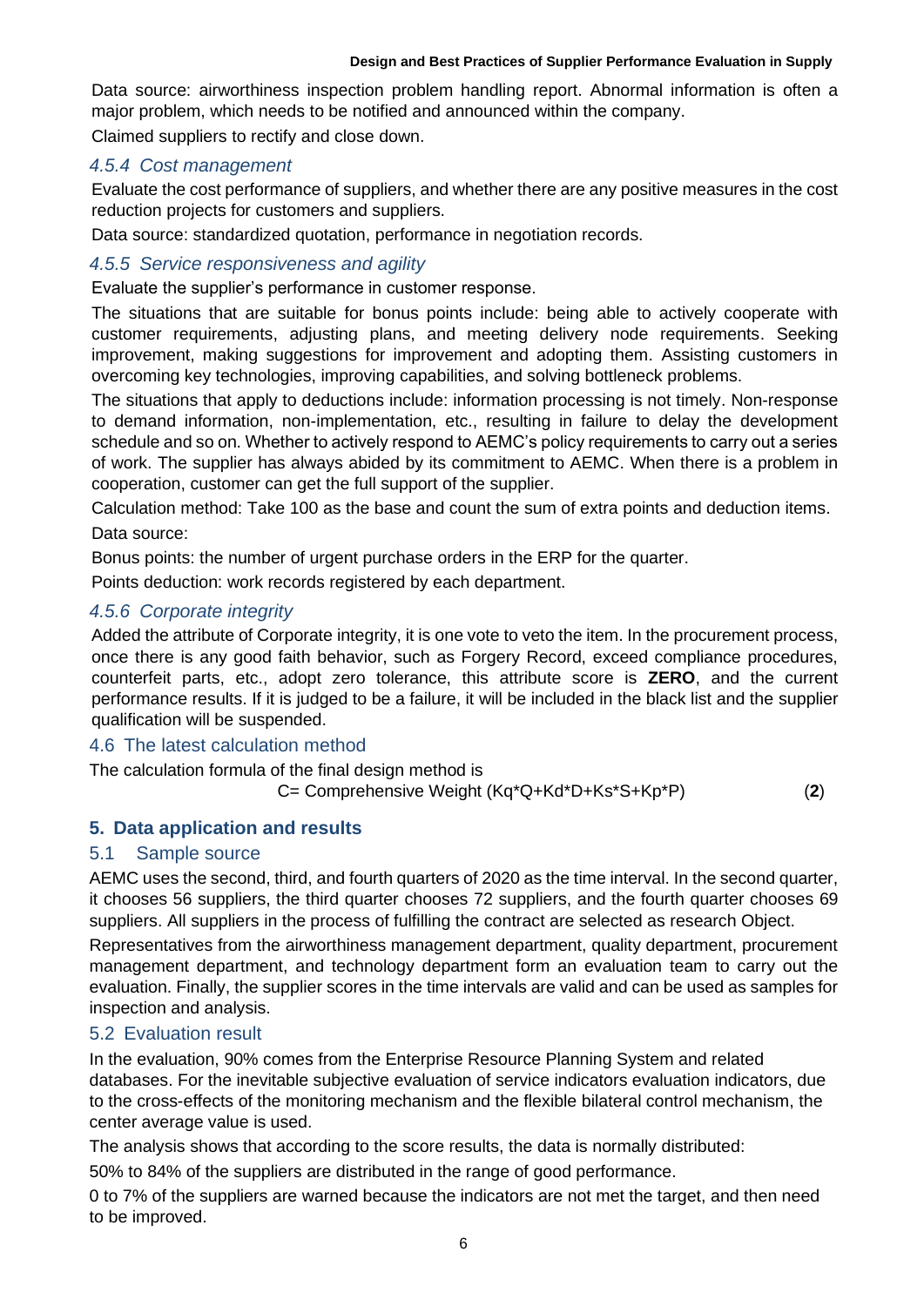Data source: airworthiness inspection problem handling report. Abnormal information is often a major problem, which needs to be notified and announced within the company.

Claimed suppliers to rectify and close down.

### *4.5.4 Cost management*

Evaluate the cost performance of suppliers, and whether there are any positive measures in the cost reduction projects for customers and suppliers.

Data source: standardized quotation, performance in negotiation records.

### *4.5.5 Service responsiveness and agility*

Evaluate the supplier's performance in customer response.

The situations that are suitable for bonus points include: being able to actively cooperate with customer requirements, adjusting plans, and meeting delivery node requirements. Seeking improvement, making suggestions for improvement and adopting them. Assisting customers in overcoming key technologies, improving capabilities, and solving bottleneck problems.

The situations that apply to deductions include: information processing is not timely. Non-response to demand information, non-implementation, etc., resulting in failure to delay the development schedule and so on. Whether to actively respond to AEMC's policy requirements to carry out a series of work. The supplier has always abided by its commitment to AEMC. When there is a problem in cooperation, customer can get the full support of the supplier.

Calculation method: Take 100 as the base and count the sum of extra points and deduction items.

Data source:

Bonus points: the number of urgent purchase orders in the ERP for the quarter.

Points deduction: work records registered by each department.

### *4.5.6 Corporate integrity*

Added the attribute of Corporate integrity, it is one vote to veto the item. In the procurement process, once there is any good faith behavior, such as Forgery Record, exceed compliance procedures, counterfeit parts, etc., adopt zero tolerance, this attribute score is **ZERO**, and the current performance results. If it is judged to be a failure, it will be included in the black list and the supplier qualification will be suspended.

### 4.6 The latest calculation method

The calculation formula of the final design method is

$$C = \text{Comprehensive Weight } (Kq*Q+Kd*D+Ks*S+Kp*P) \quad \textbf{(2)}$$

## 5. Data application and results

### 5.1 Sample source

AEMC uses the second, third, and fourth quarters of 2020 as the time interval. In the second quarter, it chooses 56 suppliers, the third quarter chooses 72 suppliers, and the fourth quarter chooses 69 suppliers. All suppliers in the process of fulfilling the contract are selected as research Object.

Representatives from the airworthiness management department, quality department, procurement management department, and technology department form an evaluation team to carry out the evaluation. Finally, the supplier scores in the time intervals are valid and can be used as samples for inspection and analysis.

### 5.2 Evaluation result

In the evaluation, 90% comes from the Enterprise Resource Planning System and related databases. For the inevitable subjective evaluation of service indicators evaluation indicators, due to the cross-effects of the monitoring mechanism and the flexible bilateral control mechanism, the center average value is used.

The analysis shows that according to the score results, the data is normally distributed:

50% to 84% of the suppliers are distributed in the range of good performance.

0 to 7% of the suppliers are warned because the indicators are not met the target, and then need to be improved.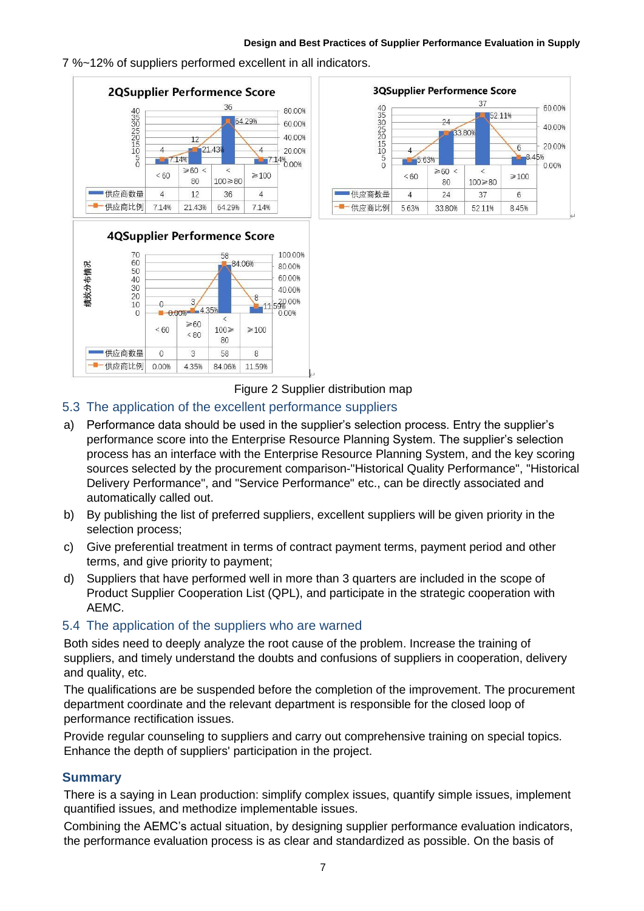7 %~12% of suppliers performed excellent in all indicators.

**2QSupplier Performence Score**

| | <60 | ≥60 < 80 | < 100≥80 | ≥100 |
|---|---|---|---|---|
| 供应商数量 | 4 | 12 | 36 | 4 |
| 供应商比例 | 7.14% | 21.43% | 64.29% | 7.14% |

**3QSupplier Performence Score**

| | <60 | ≥60 < 80 | < 100≥80 | ≥100 |
|---|---|---|---|---|
| 供应商数量 | 4 | 24 | 37 | 6 |
| 供应商比例 | 5.63% | 33.80% | 52.11% | 8.45% |

**4QSupplier Performence Score**

绩效分布情况

| | <60 | ≥60 <80 | < 100≥ 80 | ≥100 |
|---|---|---|---|---|
| 供应商数量 | 0 | 3 | 58 | 8 |
| 供应商比例 | 0.00% | 4.35% | 84.06% | 11.59% |

Figure 2 Supplier distribution map

## 5.3 The application of the excellent performance suppliers

a) Performance data should be used in the supplier's selection process. Entry the supplier's performance score into the Enterprise Resource Planning System. The supplier's selection process has an interface with the Enterprise Resource Planning System, and the key scoring sources selected by the procurement comparison-"Historical Quality Performance", "Historical Delivery Performance", and "Service Performance" etc., can be directly associated and automatically called out.

b) By publishing the list of preferred suppliers, excellent suppliers will be given priority in the selection process;

c) Give preferential treatment in terms of contract payment terms, payment period and other terms, and give priority to payment;

d) Suppliers that have performed well in more than 3 quarters are included in the scope of Product Supplier Cooperation List (QPL), and participate in the strategic cooperation with AEMC.

## 5.4 The application of the suppliers who are warned

Both sides need to deeply analyze the root cause of the problem. Increase the training of suppliers, and timely understand the doubts and confusions of suppliers in cooperation, delivery and quality, etc.

The qualifications are be suspended before the completion of the improvement. The procurement department coordinate and the relevant department is responsible for the closed loop of performance rectification issues.

Provide regular counseling to suppliers and carry out comprehensive training on special topics. Enhance the depth of suppliers' participation in the project.

## Summary

There is a saying in Lean production: simplify complex issues, quantify simple issues, implement quantified issues, and methodize implementable issues.

Combining the AEMC's actual situation, by designing supplier performance evaluation indicators, the performance evaluation process is as clear and standardized as possible. On the basis of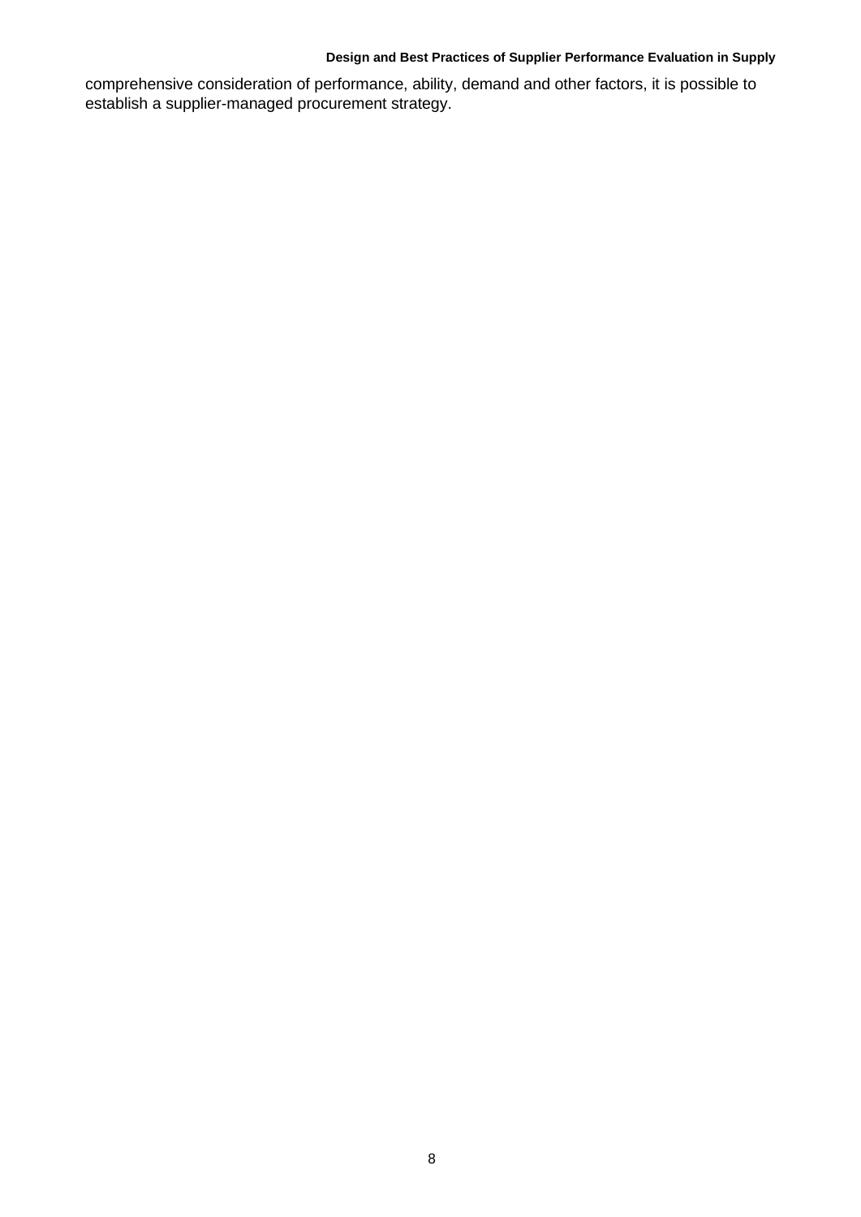comprehensive consideration of performance, ability, demand and other factors, it is possible to establish a supplier-managed procurement strategy.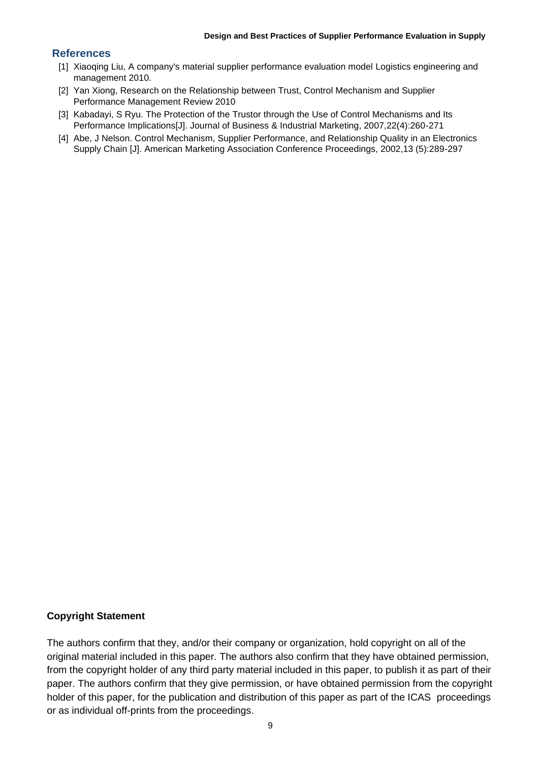## References

[1] Xiaoqing Liu, A company's material supplier performance evaluation model Logistics engineering and management 2010.

[2] Yan Xiong, Research on the Relationship between Trust, Control Mechanism and Supplier Performance Management Review 2010

[3] Kabadayi, S Ryu. The Protection of the Trustor through the Use of Control Mechanisms and Its Performance Implications[J]. Journal of Business & Industrial Marketing, 2007,22(4):260-271

[4] Abe, J Nelson. Control Mechanism, Supplier Performance, and Relationship Quality in an Electronics Supply Chain [J]. American Marketing Association Conference Proceedings, 2002,13 (5):289-297

**Copyright Statement**

The authors confirm that they, and/or their company or organization, hold copyright on all of the original material included in this paper. The authors also confirm that they have obtained permission, from the copyright holder of any third party material included in this paper, to publish it as part of their paper. The authors confirm that they give permission, or have obtained permission from the copyright holder of this paper, for the publication and distribution of this paper as part of the ICAS proceedings or as individual off-prints from the proceedings.